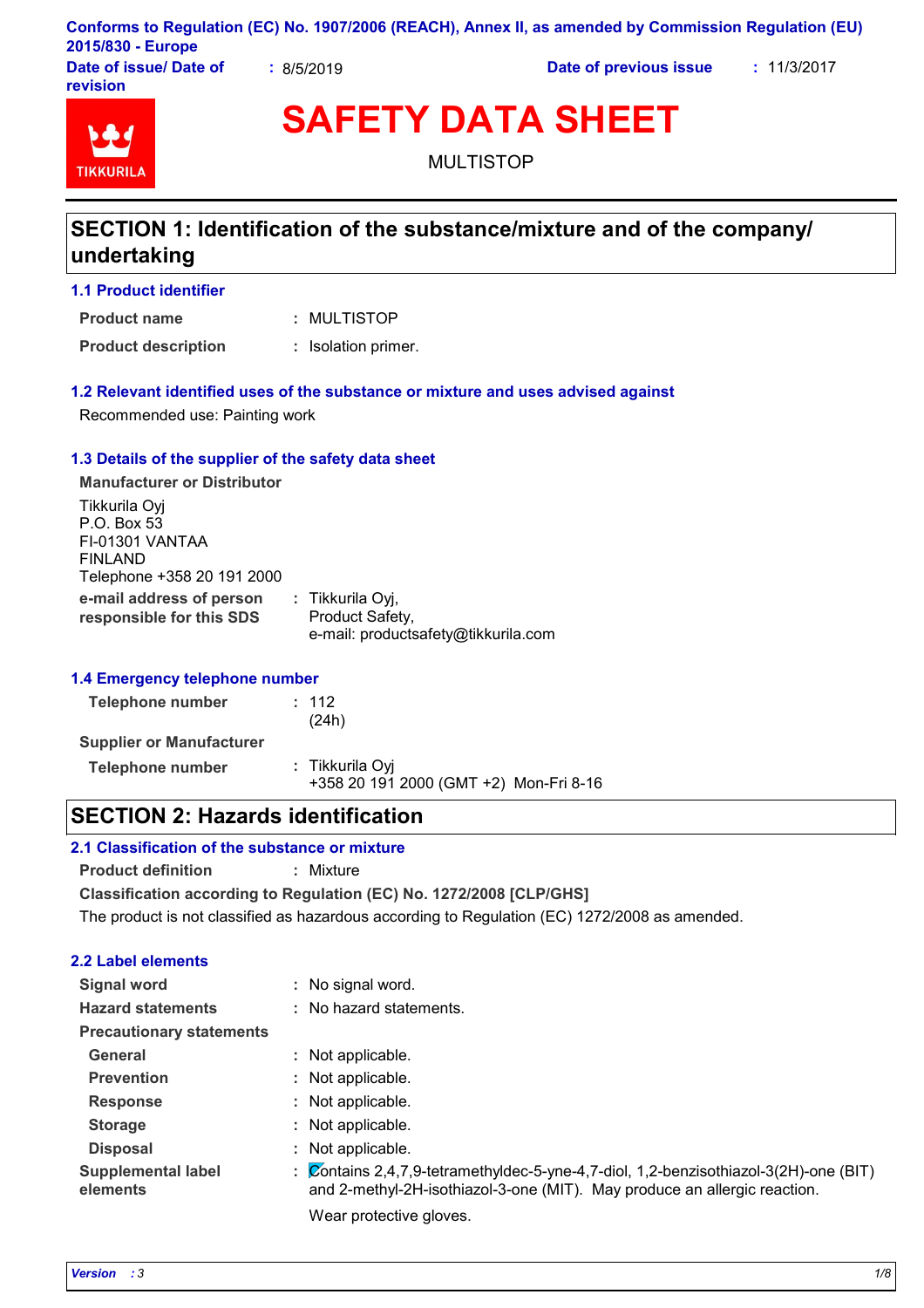Conforms to Regulation (EC) No. 1907/2006 (REACH), Annex II, as amended by Commission Regulation (EU) 2015/830 - Europe

| Date of issue/ Date of revision | : 8/5/2019 | Date of previous issue | : 11/3/2017 |
|---|---|---|---|

TIKKURILA

# SAFETY DATA SHEET

MULTISTOP

## SECTION 1: Identification of the substance/mixture and of the company/ undertaking

### 1.1 Product identifier

**Product name** : MULTISTOP

**Product description** : Isolation primer.

### 1.2 Relevant identified uses of the substance or mixture and uses advised against

Recommended use: Painting work

### 1.3 Details of the supplier of the safety data sheet

**Manufacturer or Distributor**

Tikkurila Oyj
P.O. Box 53
FI-01301 VANTAA
FINLAND
Telephone +358 20 191 2000

**e-mail address of person responsible for this SDS** : Tikkurila Oyj,
Product Safety,
e-mail: productsafety@tikkurila.com

### 1.4 Emergency telephone number

**Telephone number** : 112
(24h)

**Supplier or Manufacturer**

**Telephone number** : Tikkurila Oyj
+358 20 191 2000 (GMT +2) Mon-Fri 8-16

## SECTION 2: Hazards identification

### 2.1 Classification of the substance or mixture

**Product definition** : Mixture

**Classification according to Regulation (EC) No. 1272/2008 [CLP/GHS]**

The product is not classified as hazardous according to Regulation (EC) 1272/2008 as amended.

### 2.2 Label elements

**Signal word** : No signal word.

**Hazard statements** : No hazard statements.

**Precautionary statements**

**General** : Not applicable.

**Prevention** : Not applicable.

**Response** : Not applicable.

**Storage** : Not applicable.

**Disposal** : Not applicable.

**Supplemental label elements** : Contains 2,4,7,9-tetramethyldec-5-yne-4,7-diol, 1,2-benzisothiazol-3(2H)-one (BIT) and 2-methyl-2H-isothiazol-3-one (MIT). May produce an allergic reaction.

Wear protective gloves.

*Version : 3*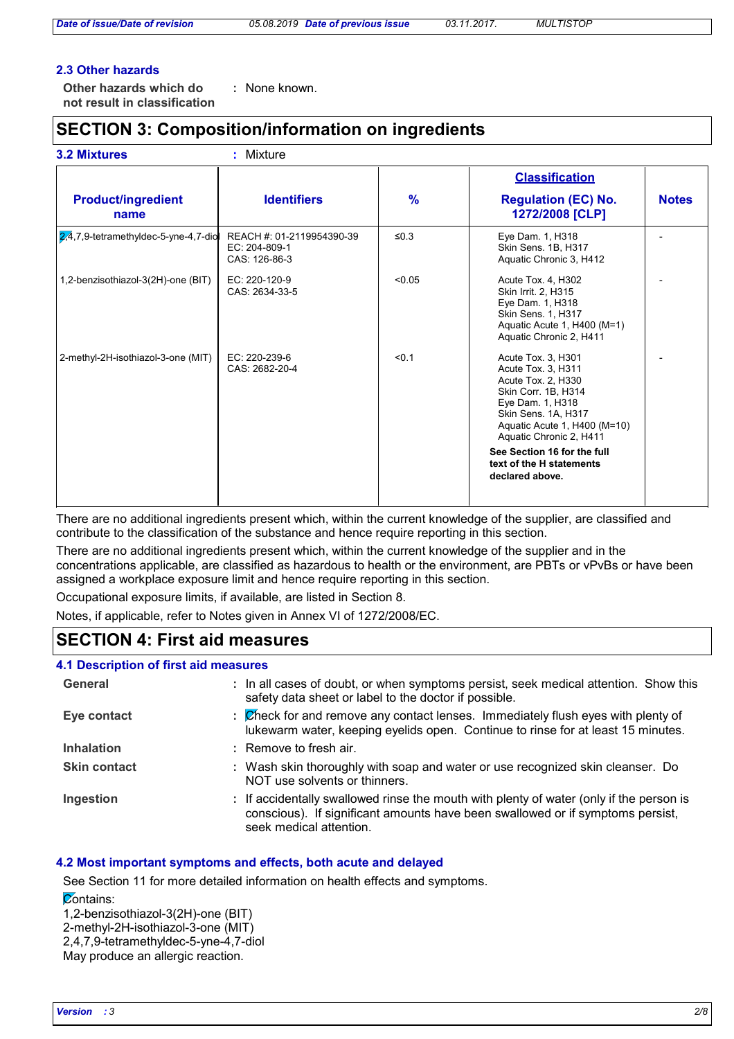### 2.3 Other hazards

**Other hazards which do not result in classification** : None known.

## SECTION 3: Composition/information on ingredients

### 3.2 Mixtures

: Mixture

| Product/ingredient name | Identifiers | % | Classification Regulation (EC) No. 1272/2008 [CLP] | Notes |
|---|---|---|---|---|
| 2,4,7,9-tetramethyldec-5-yne-4,7-diol | REACH #: 01-2119954390-39<br>EC: 204-809-1<br>CAS: 126-86-3 | ≤0.3 | Eye Dam. 1, H318<br>Skin Sens. 1B, H317<br>Aquatic Chronic 3, H412 | - |
| 1,2-benzisothiazol-3(2H)-one (BIT) | EC: 220-120-9<br>CAS: 2634-33-5 | <0.05 | Acute Tox. 4, H302<br>Skin Irrit. 2, H315<br>Eye Dam. 1, H318<br>Skin Sens. 1, H317<br>Aquatic Acute 1, H400 (M=1)<br>Aquatic Chronic 2, H411 | - |
| 2-methyl-2H-isothiazol-3-one (MIT) | EC: 220-239-6<br>CAS: 2682-20-4 | <0.1 | Acute Tox. 3, H301<br>Acute Tox. 3, H311<br>Acute Tox. 2, H330<br>Skin Corr. 1B, H314<br>Eye Dam. 1, H318<br>Skin Sens. 1A, H317<br>Aquatic Acute 1, H400 (M=10)<br>Aquatic Chronic 2, H411<br>**See Section 16 for the full text of the H statements declared above.** | - |

There are no additional ingredients present which, within the current knowledge of the supplier, are classified and contribute to the classification of the substance and hence require reporting in this section.

There are no additional ingredients present which, within the current knowledge of the supplier and in the concentrations applicable, are classified as hazardous to health or the environment, are PBTs or vPvBs or have been assigned a workplace exposure limit and hence require reporting in this section.

Occupational exposure limits, if available, are listed in Section 8.

Notes, if applicable, refer to Notes given in Annex VI of 1272/2008/EC.

## SECTION 4: First aid measures

### 4.1 Description of first aid measures

**General** : In all cases of doubt, or when symptoms persist, seek medical attention. Show this safety data sheet or label to the doctor if possible.

**Eye contact** : Check for and remove any contact lenses. Immediately flush eyes with plenty of lukewarm water, keeping eyelids open. Continue to rinse for at least 15 minutes.

**Inhalation** : Remove to fresh air.

**Skin contact** : Wash skin thoroughly with soap and water or use recognized skin cleanser. Do NOT use solvents or thinners.

**Ingestion** : If accidentally swallowed rinse the mouth with plenty of water (only if the person is conscious). If significant amounts have been swallowed or if symptoms persist, seek medical attention.

### 4.2 Most important symptoms and effects, both acute and delayed

See Section 11 for more detailed information on health effects and symptoms.

Contains:
1,2-benzisothiazol-3(2H)-one (BIT)
2-methyl-2H-isothiazol-3-one (MIT)
2,4,7,9-tetramethyldec-5-yne-4,7-diol
May produce an allergic reaction.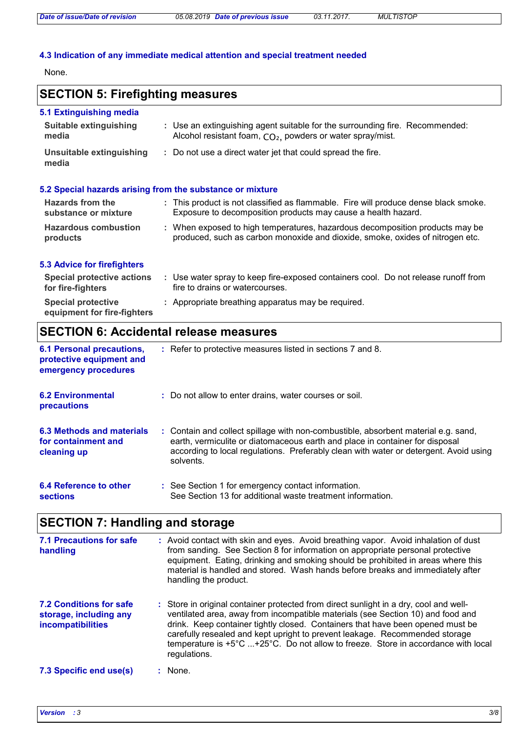### 4.3 Indication of any immediate medical attention and special treatment needed

None.

## SECTION 5: Firefighting measures

### 5.1 Extinguishing media

**Suitable extinguishing media** : Use an extinguishing agent suitable for the surrounding fire. Recommended: Alcohol resistant foam, $CO_2$, powders or water spray/mist.

**Unsuitable extinguishing media** : Do not use a direct water jet that could spread the fire.

### 5.2 Special hazards arising from the substance or mixture

**Hazards from the substance or mixture** : This product is not classified as flammable. Fire will produce dense black smoke. Exposure to decomposition products may cause a health hazard.

**Hazardous combustion products** : When exposed to high temperatures, hazardous decomposition products may be produced, such as carbon monoxide and dioxide, smoke, oxides of nitrogen etc.

### 5.3 Advice for firefighters

**Special protective actions for fire-fighters** : Use water spray to keep fire-exposed containers cool. Do not release runoff from fire to drains or watercourses.

**Special protective equipment for fire-fighters** : Appropriate breathing apparatus may be required.

## SECTION 6: Accidental release measures

**6.1 Personal precautions, protective equipment and emergency procedures** : Refer to protective measures listed in sections 7 and 8.

**6.2 Environmental precautions** : Do not allow to enter drains, water courses or soil.

**6.3 Methods and materials for containment and cleaning up** : Contain and collect spillage with non-combustible, absorbent material e.g. sand, earth, vermiculite or diatomaceous earth and place in container for disposal according to local regulations. Preferably clean with water or detergent. Avoid using solvents.

**6.4 Reference to other sections** : See Section 1 for emergency contact information.
See Section 13 for additional waste treatment information.

## SECTION 7: Handling and storage

**7.1 Precautions for safe handling** : Avoid contact with skin and eyes. Avoid breathing vapor. Avoid inhalation of dust from sanding. See Section 8 for information on appropriate personal protective equipment. Eating, drinking and smoking should be prohibited in areas where this material is handled and stored. Wash hands before breaks and immediately after handling the product.

**7.2 Conditions for safe storage, including any incompatibilities** : Store in original container protected from direct sunlight in a dry, cool and well-ventilated area, away from incompatible materials (see Section 10) and food and drink. Keep container tightly closed. Containers that have been opened must be carefully resealed and kept upright to prevent leakage. Recommended storage temperature is +5°C ...+25°C. Do not allow to freeze. Store in accordance with local regulations.

**7.3 Specific end use(s)** : None.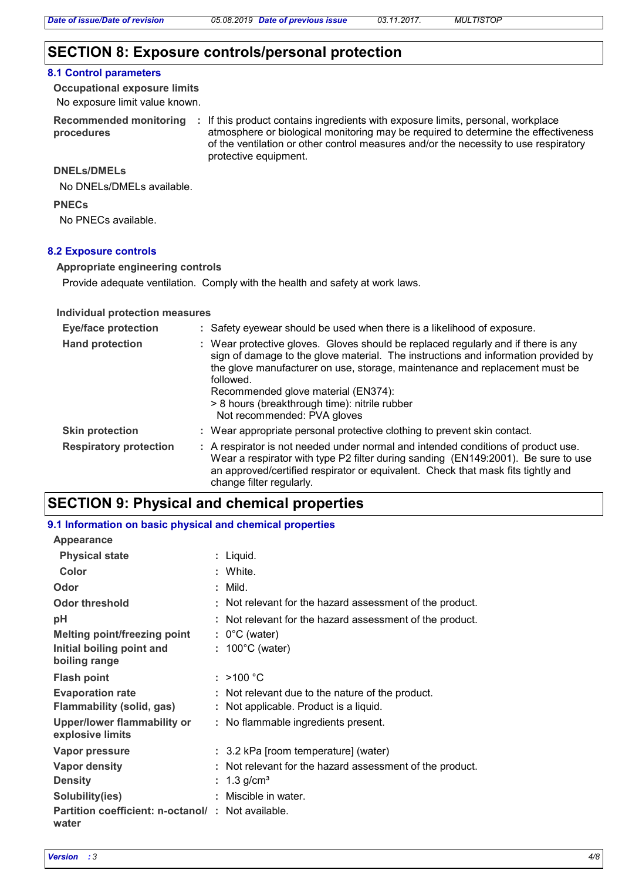## SECTION 8: Exposure controls/personal protection

### 8.1 Control parameters

**Occupational exposure limits**

No exposure limit value known.

**Recommended monitoring procedures** : If this product contains ingredients with exposure limits, personal, workplace atmosphere or biological monitoring may be required to determine the effectiveness of the ventilation or other control measures and/or the necessity to use respiratory protective equipment.

**DNELs/DMELs**

No DNELs/DMELs available.

**PNECs**

No PNECs available.

### 8.2 Exposure controls

**Appropriate engineering controls**

Provide adequate ventilation. Comply with the health and safety at work laws.

**Individual protection measures**

**Eye/face protection** : Safety eyewear should be used when there is a likelihood of exposure.

**Hand protection** : Wear protective gloves. Gloves should be replaced regularly and if there is any sign of damage to the glove material. The instructions and information provided by the glove manufacturer on use, storage, maintenance and replacement must be followed.
Recommended glove material (EN374):
> 8 hours (breakthrough time): nitrile rubber
Not recommended: PVA gloves

**Skin protection** : Wear appropriate personal protective clothing to prevent skin contact.

**Respiratory protection** : A respirator is not needed under normal and intended conditions of product use. Wear a respirator with type P2 filter during sanding (EN149:2001). Be sure to use an approved/certified respirator or equivalent. Check that mask fits tightly and change filter regularly.

## SECTION 9: Physical and chemical properties

### 9.1 Information on basic physical and chemical properties

**Appearance**

| | |
|---|---|
| **Physical state** | : Liquid. |
| **Color** | : White. |
| **Odor** | : Mild. |
| **Odor threshold** | : Not relevant for the hazard assessment of the product. |
| **pH** | : Not relevant for the hazard assessment of the product. |
| **Melting point/freezing point** | : 0°C (water) |
| **Initial boiling point and boiling range** | : 100°C (water) |
| **Flash point** | : >100 °C |
| **Evaporation rate** | : Not relevant due to the nature of the product. |
| **Flammability (solid, gas)** | : Not applicable. Product is a liquid. |
| **Upper/lower flammability or explosive limits** | : No flammable ingredients present. |
| **Vapor pressure** | : 3.2 kPa [room temperature] (water) |
| **Vapor density** | : Not relevant for the hazard assessment of the product. |
| **Density** | : 1.3 g/cm³ |
| **Solubility(ies)** | : Miscible in water. |
| **Partition coefficient: n-octanol/water** | : Not available. |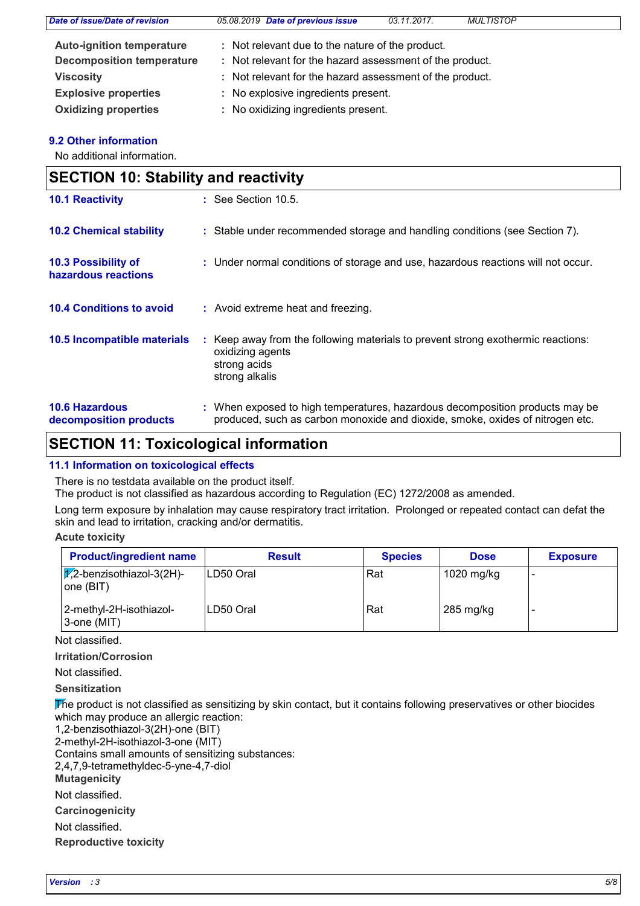**Auto-ignition temperature** : Not relevant due to the nature of the product.

**Decomposition temperature** : Not relevant for the hazard assessment of the product.

**Viscosity** : Not relevant for the hazard assessment of the product.

**Explosive properties** : No explosive ingredients present.

**Oxidizing properties** : No oxidizing ingredients present.

### 9.2 Other information

No additional information.

## SECTION 10: Stability and reactivity

**10.1 Reactivity** : See Section 10.5.

**10.2 Chemical stability** : Stable under recommended storage and handling conditions (see Section 7).

**10.3 Possibility of hazardous reactions** : Under normal conditions of storage and use, hazardous reactions will not occur.

**10.4 Conditions to avoid** : Avoid extreme heat and freezing.

**10.5 Incompatible materials** : Keep away from the following materials to prevent strong exothermic reactions:
oxidizing agents
strong acids
strong alkalis

**10.6 Hazardous decomposition products** : When exposed to high temperatures, hazardous decomposition products may be produced, such as carbon monoxide and dioxide, smoke, oxides of nitrogen etc.

## SECTION 11: Toxicological information

### 11.1 Information on toxicological effects

There is no testdata available on the product itself.
The product is not classified as hazardous according to Regulation (EC) 1272/2008 as amended.

Long term exposure by inhalation may cause respiratory tract irritation. Prolonged or repeated contact can defat the skin and lead to irritation, cracking and/or dermatitis.

**Acute toxicity**

| Product/ingredient name | Result | Species | Dose | Exposure |
|---|---|---|---|---|
| 1,2-benzisothiazol-3(2H)-one (BIT) | LD50 Oral | Rat | 1020 mg/kg | - |
| 2-methyl-2H-isothiazol-3-one (MIT) | LD50 Oral | Rat | 285 mg/kg | - |

Not classified.

**Irritation/Corrosion**

Not classified.

**Sensitization**

The product is not classified as sensitizing by skin contact, but it contains following preservatives or other biocides which may produce an allergic reaction:
1,2-benzisothiazol-3(2H)-one (BIT)
2-methyl-2H-isothiazol-3-one (MIT)
Contains small amounts of sensitizing substances:
2,4,7,9-tetramethyldec-5-yne-4,7-diol

**Mutagenicity**

Not classified.

**Carcinogenicity**

Not classified.

**Reproductive toxicity**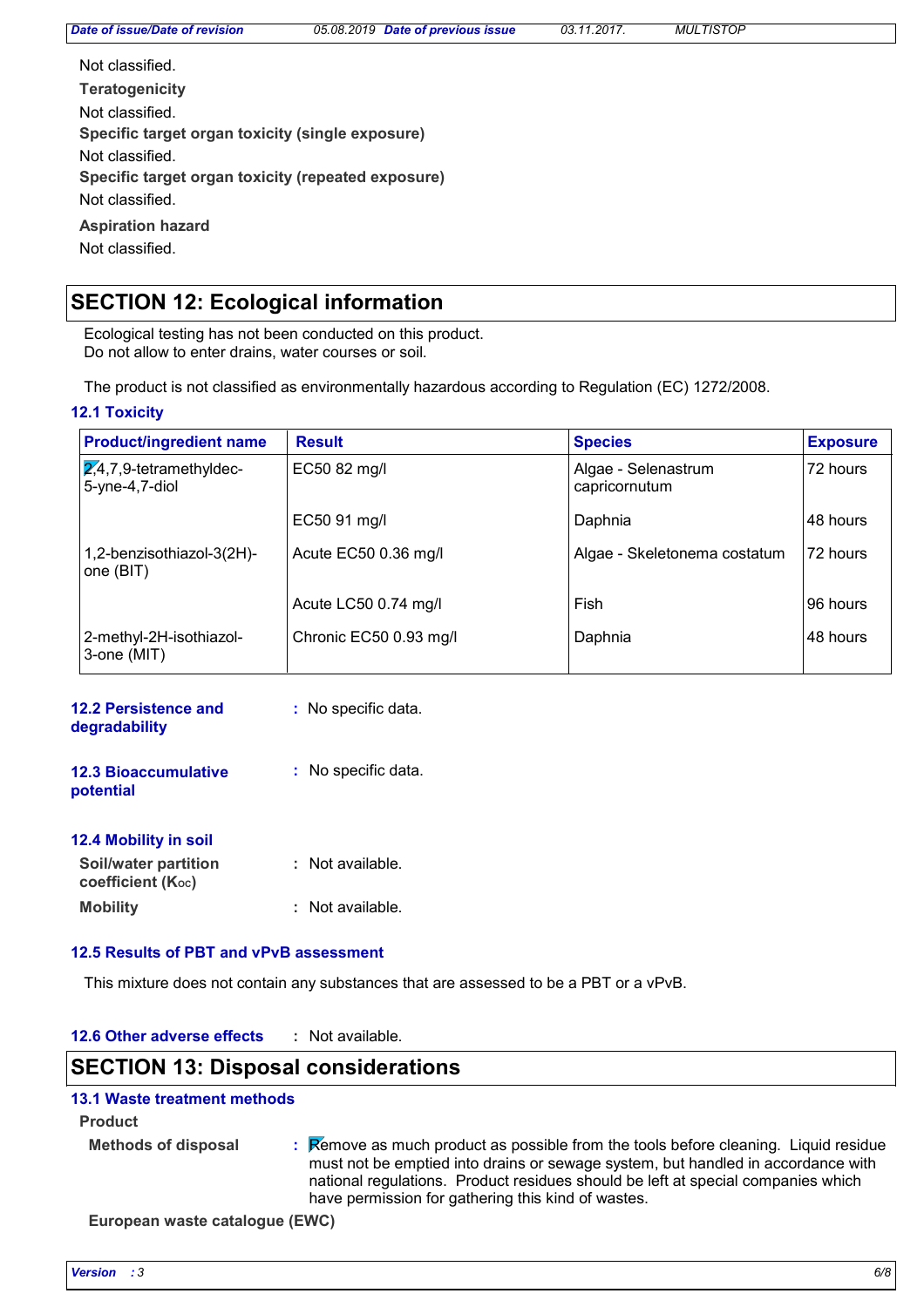Not classified.

**Teratogenicity**

Not classified.

**Specific target organ toxicity (single exposure)**

Not classified.

**Specific target organ toxicity (repeated exposure)**

Not classified.

**Aspiration hazard**

Not classified.

## SECTION 12: Ecological information

Ecological testing has not been conducted on this product.
Do not allow to enter drains, water courses or soil.

The product is not classified as environmentally hazardous according to Regulation (EC) 1272/2008.

### 12.1 Toxicity

| Product/ingredient name | Result | Species | Exposure |
|---|---|---|---|
| 2,4,7,9-tetramethyldec-5-yne-4,7-diol | EC50 82 mg/l | Algae - Selenastrum capricornutum | 72 hours |
| | EC50 91 mg/l | Daphnia | 48 hours |
| 1,2-benzisothiazol-3(2H)-one (BIT) | Acute EC50 0.36 mg/l | Algae - Skeletonema costatum | 72 hours |
| | Acute LC50 0.74 mg/l | Fish | 96 hours |
| 2-methyl-2H-isothiazol-3-one (MIT) | Chronic EC50 0.93 mg/l | Daphnia | 48 hours |

**12.2 Persistence and degradability** : No specific data.

**12.3 Bioaccumulative potential** : No specific data.

### 12.4 Mobility in soil

**Soil/water partition coefficient ($K_{OC}$)** : Not available.

**Mobility** : Not available.

### 12.5 Results of PBT and vPvB assessment

This mixture does not contain any substances that are assessed to be a PBT or a vPvB.

**12.6 Other adverse effects** : Not available.

## SECTION 13: Disposal considerations

### 13.1 Waste treatment methods

**Product**

**Methods of disposal** : Remove as much product as possible from the tools before cleaning. Liquid residue must not be emptied into drains or sewage system, but handled in accordance with national regulations. Product residues should be left at special companies which have permission for gathering this kind of wastes.

**European waste catalogue (EWC)**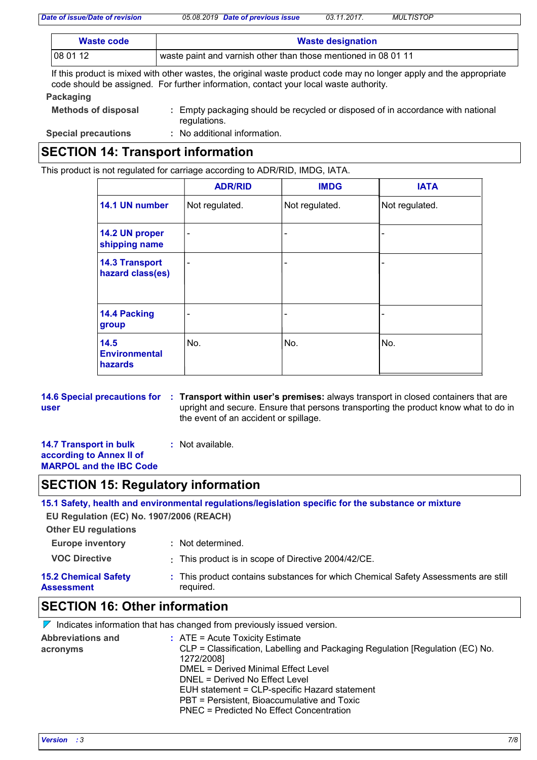| Waste code | Waste designation |
|---|---|
| 08 01 12 | waste paint and varnish other than those mentioned in 08 01 11 |

If this product is mixed with other wastes, the original waste product code may no longer apply and the appropriate code should be assigned. For further information, contact your local waste authority.

**Packaging**

**Methods of disposal** : Empty packaging should be recycled or disposed of in accordance with national regulations.

**Special precautions** : No additional information.

## SECTION 14: Transport information

This product is not regulated for carriage according to ADR/RID, IMDG, IATA.

| | ADR/RID | IMDG | IATA |
|---|---|---|---|
| **14.1 UN number** | Not regulated. | Not regulated. | Not regulated. |
| **14.2 UN proper shipping name** | - | - | - |
| **14.3 Transport hazard class(es)** | - | - | - |
| **14.4 Packing group** | - | - | - |
| **14.5 Environmental hazards** | No. | No. | No. |

**14.6 Special precautions for user** : **Transport within user's premises:** always transport in closed containers that are upright and secure. Ensure that persons transporting the product know what to do in the event of an accident or spillage.

**14.7 Transport in bulk according to Annex II of MARPOL and the IBC Code** : Not available.

## SECTION 15: Regulatory information

**15.1 Safety, health and environmental regulations/legislation specific for the substance or mixture**

**EU Regulation (EC) No. 1907/2006 (REACH)**

**Other EU regulations**

**Europe inventory** : Not determined.

**VOC Directive** : This product is in scope of Directive 2004/42/CE.

**15.2 Chemical Safety Assessment** : This product contains substances for which Chemical Safety Assessments are still required.

## SECTION 16: Other information

Indicates information that has changed from previously issued version.

**Abbreviations and acronyms** : ATE = Acute Toxicity Estimate
CLP = Classification, Labelling and Packaging Regulation [Regulation (EC) No. 1272/2008]
DMEL = Derived Minimal Effect Level
DNEL = Derived No Effect Level
EUH statement = CLP-specific Hazard statement
PBT = Persistent, Bioaccumulative and Toxic
PNEC = Predicted No Effect Concentration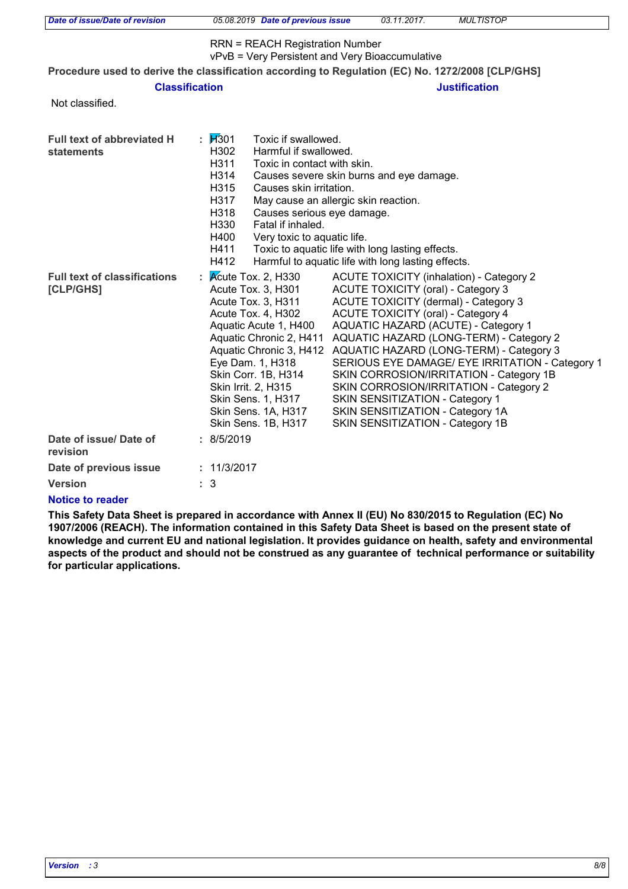RRN = REACH Registration Number
vPvB = Very Persistent and Very Bioaccumulative

**Procedure used to derive the classification according to Regulation (EC) No. 1272/2008 [CLP/GHS]**

| Classification | Justification |
| --- | --- |
| Not classified. | |

**Full text of abbreviated H statements** :

| | |
| --- | --- |
| H301 | Toxic if swallowed. |
| H302 | Harmful if swallowed. |
| H311 | Toxic in contact with skin. |
| H314 | Causes severe skin burns and eye damage. |
| H315 | Causes skin irritation. |
| H317 | May cause an allergic skin reaction. |
| H318 | Causes serious eye damage. |
| H330 | Fatal if inhaled. |
| H400 | Very toxic to aquatic life. |
| H411 | Toxic to aquatic life with long lasting effects. |
| H412 | Harmful to aquatic life with long lasting effects. |

**Full text of classifications [CLP/GHS]** :

| | |
| --- | --- |
| Acute Tox. 2, H330 | ACUTE TOXICITY (inhalation) - Category 2 |
| Acute Tox. 3, H301 | ACUTE TOXICITY (oral) - Category 3 |
| Acute Tox. 3, H311 | ACUTE TOXICITY (dermal) - Category 3 |
| Acute Tox. 4, H302 | ACUTE TOXICITY (oral) - Category 4 |
| Aquatic Acute 1, H400 | AQUATIC HAZARD (ACUTE) - Category 1 |
| Aquatic Chronic 2, H411 | AQUATIC HAZARD (LONG-TERM) - Category 2 |
| Aquatic Chronic 3, H412 | AQUATIC HAZARD (LONG-TERM) - Category 3 |
| Eye Dam. 1, H318 | SERIOUS EYE DAMAGE/ EYE IRRITATION - Category 1 |
| Skin Corr. 1B, H314 | SKIN CORROSION/IRRITATION - Category 1B |
| Skin Irrit. 2, H315 | SKIN CORROSION/IRRITATION - Category 2 |
| Skin Sens. 1, H317 | SKIN SENSITIZATION - Category 1 |
| Skin Sens. 1A, H317 | SKIN SENSITIZATION - Category 1A |
| Skin Sens. 1B, H317 | SKIN SENSITIZATION - Category 1B |

**Date of issue/ Date of revision** : 8/5/2019

**Date of previous issue** : 11/3/2017

**Version** : 3

**Notice to reader**

**This Safety Data Sheet is prepared in accordance with Annex II (EU) No 830/2015 to Regulation (EC) No 1907/2006 (REACH). The information contained in this Safety Data Sheet is based on the present state of knowledge and current EU and national legislation. It provides guidance on health, safety and environmental aspects of the product and should not be construed as any guarantee of technical performance or suitability for particular applications.**